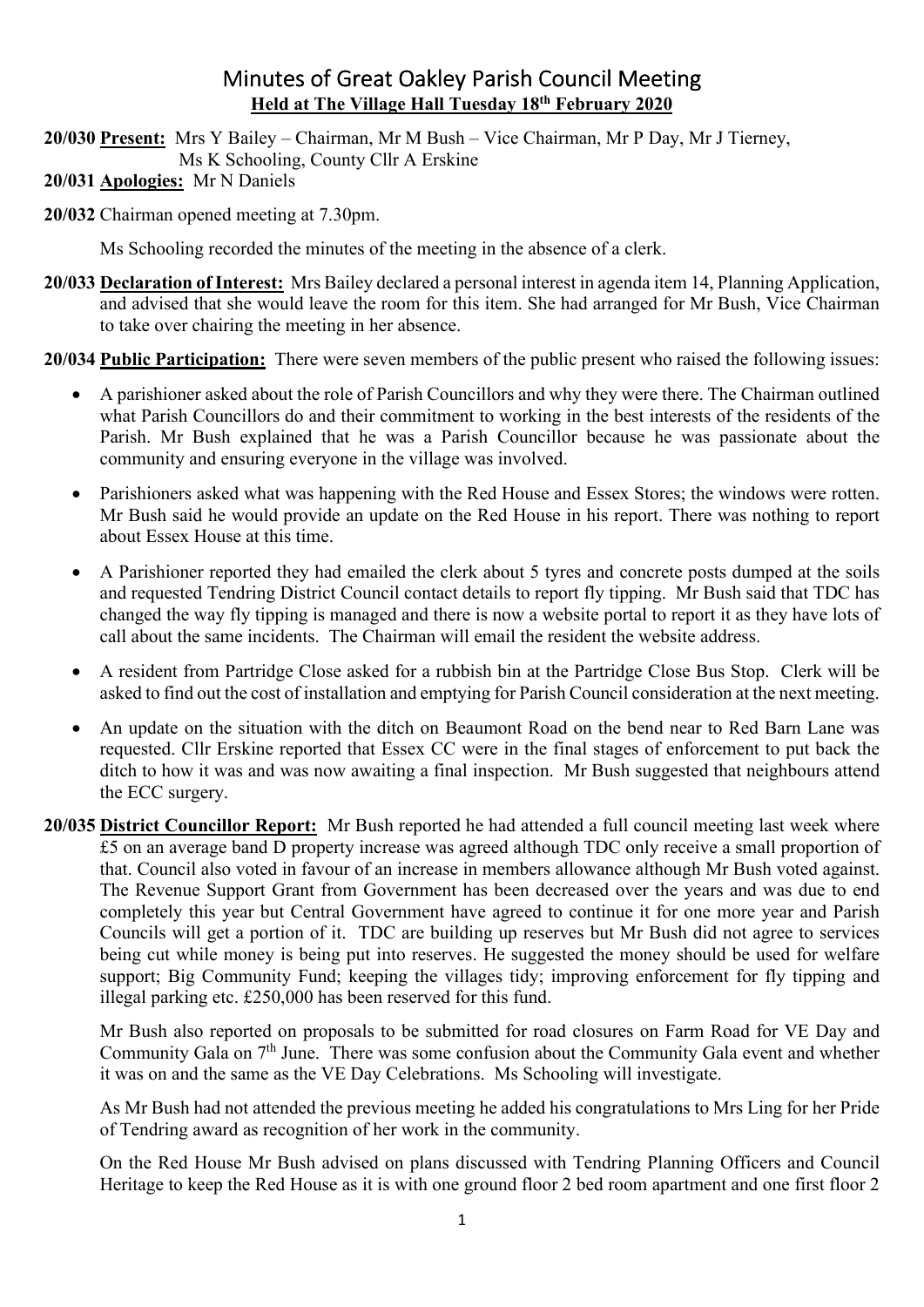# Minutes of Great Oakley Parish Council Meeting

**Held at The Village Hall Tuesday 18th February 2020**

**20/030 Present:** Mrs Y Bailey – Chairman, Mr M Bush – Vice Chairman, Mr P Day, Mr J Tierney, Ms K Schooling, County Cllr A Erskine

**20/031 Apologies:** Mr N Daniels

**20/032** Chairman opened meeting at 7.30pm.

Ms Schooling recorded the minutes of the meeting in the absence of a clerk.

**20/033 Declaration of Interest:** Mrs Bailey declared a personal interest in agenda item 14, Planning Application, and advised that she would leave the room for this item. She had arranged for Mr Bush, Vice Chairman to take over chairing the meeting in her absence.

**20/034 Public Participation:** There were seven members of the public present who raised the following issues:

- A parishioner asked about the role of Parish Councillors and why they were there. The Chairman outlined what Parish Councillors do and their commitment to working in the best interests of the residents of the Parish. Mr Bush explained that he was a Parish Councillor because he was passionate about the community and ensuring everyone in the village was involved.
- Parishioners asked what was happening with the Red House and Essex Stores; the windows were rotten. Mr Bush said he would provide an update on the Red House in his report. There was nothing to report about Essex House at this time.
- A Parishioner reported they had emailed the clerk about 5 tyres and concrete posts dumped at the soils and requested Tendring District Council contact details to report fly tipping. Mr Bush said that TDC has changed the way fly tipping is managed and there is now a website portal to report it as they have lots of call about the same incidents. The Chairman will email the resident the website address.
- A resident from Partridge Close asked for a rubbish bin at the Partridge Close Bus Stop. Clerk will be asked to find out the cost of installation and emptying for Parish Council consideration at the next meeting.
- An update on the situation with the ditch on Beaumont Road on the bend near to Red Barn Lane was requested. Cllr Erskine reported that Essex CC were in the final stages of enforcement to put back the ditch to how it was and was now awaiting a final inspection. Mr Bush suggested that neighbours attend the ECC surgery.

**20/035 District Councillor Report:** Mr Bush reported he had attended a full council meeting last week where £5 on an average band D property increase was agreed although TDC only receive a small proportion of that. Council also voted in favour of an increase in members allowance although Mr Bush voted against. The Revenue Support Grant from Government has been decreased over the years and was due to end completely this year but Central Government have agreed to continue it for one more year and Parish Councils will get a portion of it. TDC are building up reserves but Mr Bush did not agree to services being cut while money is being put into reserves. He suggested the money should be used for welfare support; Big Community Fund; keeping the villages tidy; improving enforcement for fly tipping and illegal parking etc. £250,000 has been reserved for this fund.

Mr Bush also reported on proposals to be submitted for road closures on Farm Road for VE Day and Community Gala on 7th June. There was some confusion about the Community Gala event and whether it was on and the same as the VE Day Celebrations. Ms Schooling will investigate.

As Mr Bush had not attended the previous meeting he added his congratulations to Mrs Ling for her Pride of Tendring award as recognition of her work in the community.

On the Red House Mr Bush advised on plans discussed with Tendring Planning Officers and Council Heritage to keep the Red House as it is with one ground floor 2 bed room apartment and one first floor 2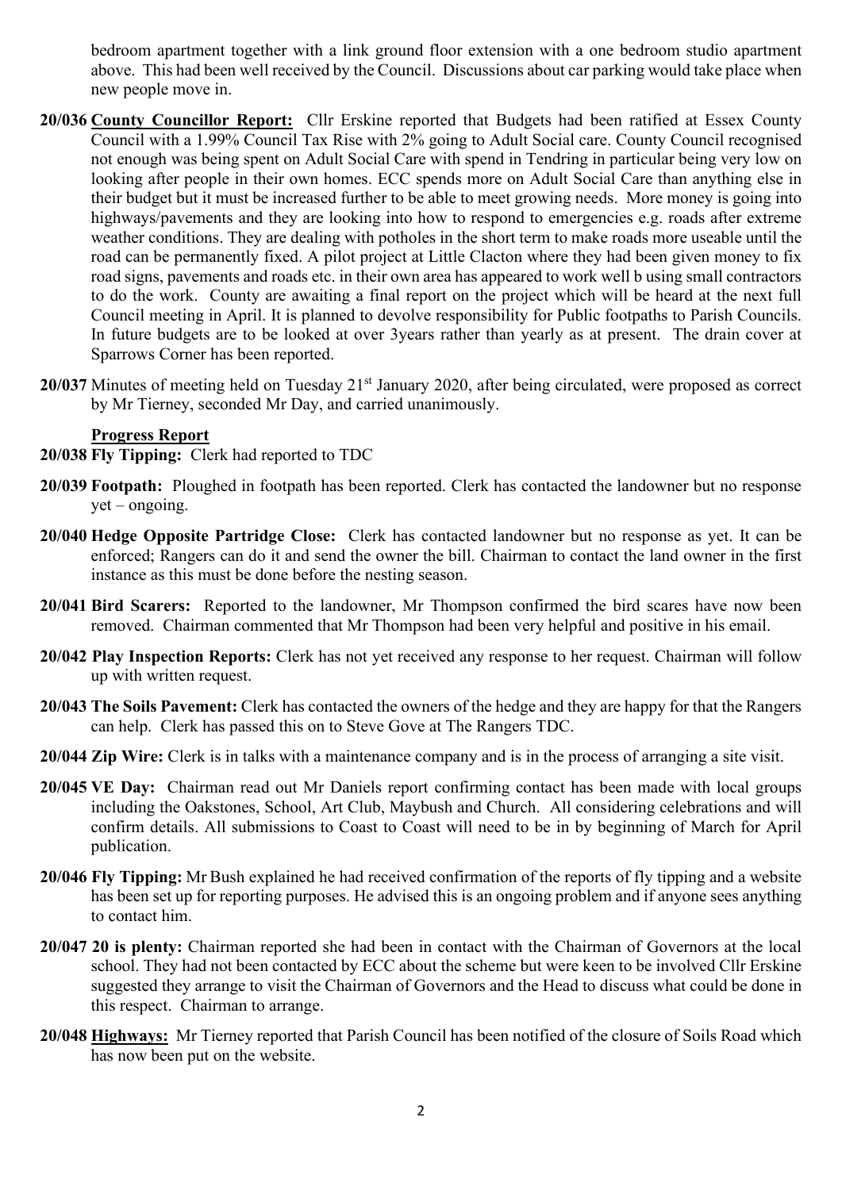bedroom apartment together with a link ground floor extension with a one bedroom studio apartment above. This had been well received by the Council. Discussions about car parking would take place when new people move in.

**20/036** **County Councillor Report:** Cllr Erskine reported that Budgets had been ratified at Essex County Council with a 1.99% Council Tax Rise with 2% going to Adult Social care. County Council recognised not enough was being spent on Adult Social Care with spend in Tendring in particular being very low on looking after people in their own homes. ECC spends more on Adult Social Care than anything else in their budget but it must be increased further to be able to meet growing needs. More money is going into highways/pavements and they are looking into how to respond to emergencies e.g. roads after extreme weather conditions. They are dealing with potholes in the short term to make roads more useable until the road can be permanently fixed. A pilot project at Little Clacton where they had been given money to fix road signs, pavements and roads etc. in their own area has appeared to work well b using small contractors to do the work. County are awaiting a final report on the project which will be heard at the next full Council meeting in April. It is planned to devolve responsibility for Public footpaths to Parish Councils. In future budgets are to be looked at over 3years rather than yearly as at present. The drain cover at Sparrows Corner has been reported.

**20/037** Minutes of meeting held on Tuesday 21st January 2020, after being circulated, were proposed as correct by Mr Tierney, seconded Mr Day, and carried unanimously.

**Progress Report**

**20/038** **Fly Tipping:** Clerk had reported to TDC

**20/039** **Footpath:** Ploughed in footpath has been reported. Clerk has contacted the landowner but no response yet – ongoing.

**20/040** **Hedge Opposite Partridge Close:** Clerk has contacted landowner but no response as yet. It can be enforced; Rangers can do it and send the owner the bill. Chairman to contact the land owner in the first instance as this must be done before the nesting season.

**20/041** **Bird Scarers:** Reported to the landowner, Mr Thompson confirmed the bird scares have now been removed. Chairman commented that Mr Thompson had been very helpful and positive in his email.

**20/042** **Play Inspection Reports:** Clerk has not yet received any response to her request. Chairman will follow up with written request.

**20/043** **The Soils Pavement:** Clerk has contacted the owners of the hedge and they are happy for that the Rangers can help. Clerk has passed this on to Steve Gove at The Rangers TDC.

**20/044** **Zip Wire:** Clerk is in talks with a maintenance company and is in the process of arranging a site visit.

**20/045** **VE Day:** Chairman read out Mr Daniels report confirming contact has been made with local groups including the Oakstones, School, Art Club, Maybush and Church. All considering celebrations and will confirm details. All submissions to Coast to Coast will need to be in by beginning of March for April publication.

**20/046** **Fly Tipping:** Mr Bush explained he had received confirmation of the reports of fly tipping and a website has been set up for reporting purposes. He advised this is an ongoing problem and if anyone sees anything to contact him.

**20/047** **20 is plenty:** Chairman reported she had been in contact with the Chairman of Governors at the local school. They had not been contacted by ECC about the scheme but were keen to be involved Cllr Erskine suggested they arrange to visit the Chairman of Governors and the Head to discuss what could be done in this respect. Chairman to arrange.

**20/048** **Highways:** Mr Tierney reported that Parish Council has been notified of the closure of Soils Road which has now been put on the website.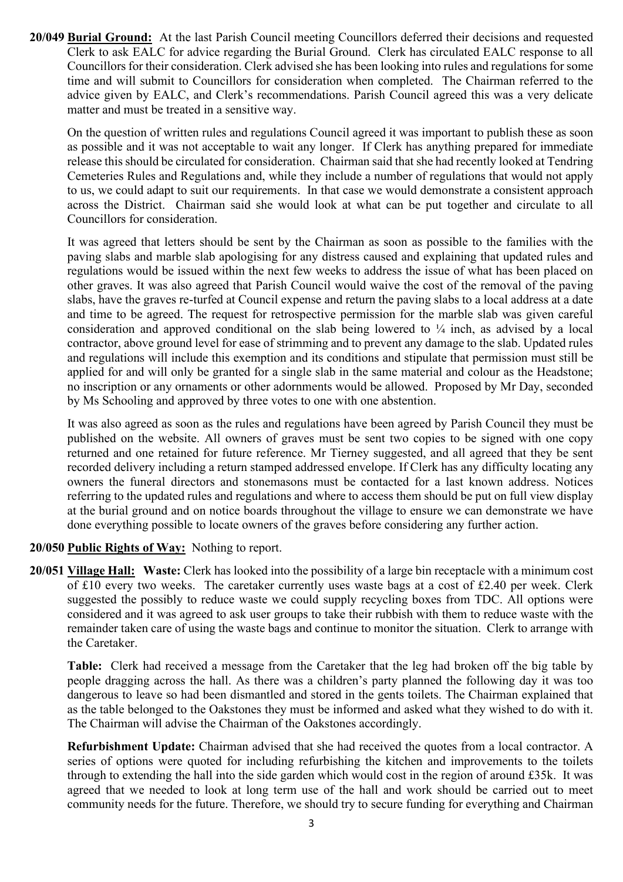**20/049 Burial Ground:** At the last Parish Council meeting Councillors deferred their decisions and requested Clerk to ask EALC for advice regarding the Burial Ground. Clerk has circulated EALC response to all Councillors for their consideration. Clerk advised she has been looking into rules and regulations for some time and will submit to Councillors for consideration when completed. The Chairman referred to the advice given by EALC, and Clerk's recommendations. Parish Council agreed this was a very delicate matter and must be treated in a sensitive way.

On the question of written rules and regulations Council agreed it was important to publish these as soon as possible and it was not acceptable to wait any longer. If Clerk has anything prepared for immediate release this should be circulated for consideration. Chairman said that she had recently looked at Tendring Cemeteries Rules and Regulations and, while they include a number of regulations that would not apply to us, we could adapt to suit our requirements. In that case we would demonstrate a consistent approach across the District. Chairman said she would look at what can be put together and circulate to all Councillors for consideration.

It was agreed that letters should be sent by the Chairman as soon as possible to the families with the paving slabs and marble slab apologising for any distress caused and explaining that updated rules and regulations would be issued within the next few weeks to address the issue of what has been placed on other graves. It was also agreed that Parish Council would waive the cost of the removal of the paving slabs, have the graves re-turfed at Council expense and return the paving slabs to a local address at a date and time to be agreed. The request for retrospective permission for the marble slab was given careful consideration and approved conditional on the slab being lowered to ¼ inch, as advised by a local contractor, above ground level for ease of strimming and to prevent any damage to the slab. Updated rules and regulations will include this exemption and its conditions and stipulate that permission must still be applied for and will only be granted for a single slab in the same material and colour as the Headstone; no inscription or any ornaments or other adornments would be allowed. Proposed by Mr Day, seconded by Ms Schooling and approved by three votes to one with one abstention.

It was also agreed as soon as the rules and regulations have been agreed by Parish Council they must be published on the website. All owners of graves must be sent two copies to be signed with one copy returned and one retained for future reference. Mr Tierney suggested, and all agreed that they be sent recorded delivery including a return stamped addressed envelope. If Clerk has any difficulty locating any owners the funeral directors and stonemasons must be contacted for a last known address. Notices referring to the updated rules and regulations and where to access them should be put on full view display at the burial ground and on notice boards throughout the village to ensure we can demonstrate we have done everything possible to locate owners of the graves before considering any further action.

**20/050 Public Rights of Way:** Nothing to report.

**20/051 Village Hall: Waste:** Clerk has looked into the possibility of a large bin receptacle with a minimum cost of £10 every two weeks. The caretaker currently uses waste bags at a cost of £2.40 per week. Clerk suggested the possibly to reduce waste we could supply recycling boxes from TDC. All options were considered and it was agreed to ask user groups to take their rubbish with them to reduce waste with the remainder taken care of using the waste bags and continue to monitor the situation. Clerk to arrange with the Caretaker.

**Table:** Clerk had received a message from the Caretaker that the leg had broken off the big table by people dragging across the hall. As there was a children's party planned the following day it was too dangerous to leave so had been dismantled and stored in the gents toilets. The Chairman explained that as the table belonged to the Oakstones they must be informed and asked what they wished to do with it. The Chairman will advise the Chairman of the Oakstones accordingly.

**Refurbishment Update:** Chairman advised that she had received the quotes from a local contractor. A series of options were quoted for including refurbishing the kitchen and improvements to the toilets through to extending the hall into the side garden which would cost in the region of around £35k. It was agreed that we needed to look at long term use of the hall and work should be carried out to meet community needs for the future. Therefore, we should try to secure funding for everything and Chairman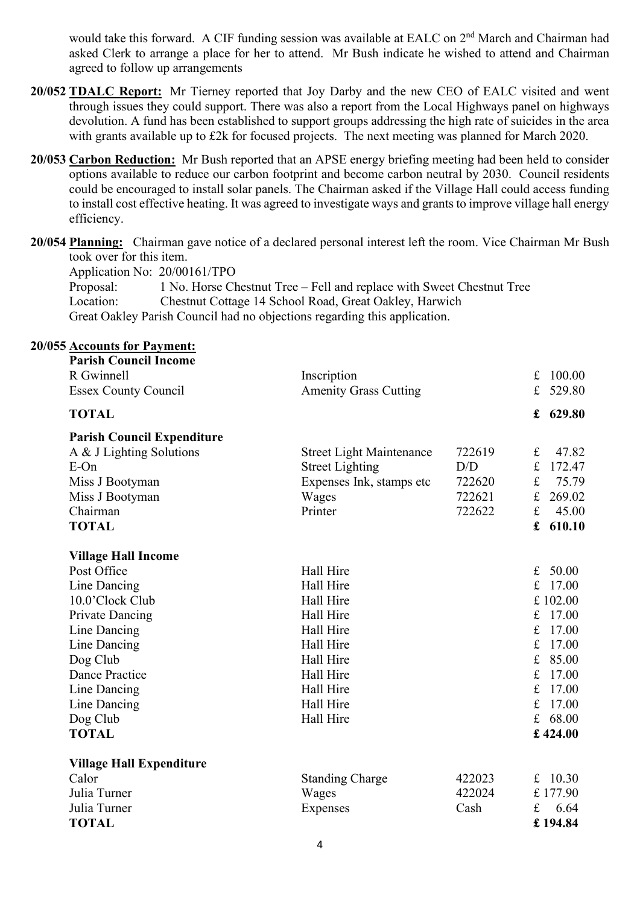would take this forward. A CIF funding session was available at EALC on 2nd March and Chairman had asked Clerk to arrange a place for her to attend. Mr Bush indicate he wished to attend and Chairman agreed to follow up arrangements

**20/052 TDALC Report:** Mr Tierney reported that Joy Darby and the new CEO of EALC visited and went through issues they could support. There was also a report from the Local Highways panel on highways devolution. A fund has been established to support groups addressing the high rate of suicides in the area with grants available up to £2k for focused projects. The next meeting was planned for March 2020.

**20/053 Carbon Reduction:** Mr Bush reported that an APSE energy briefing meeting had been held to consider options available to reduce our carbon footprint and become carbon neutral by 2030. Council residents could be encouraged to install solar panels. The Chairman asked if the Village Hall could access funding to install cost effective heating. It was agreed to investigate ways and grants to improve village hall energy efficiency.

**20/054 Planning:** Chairman gave notice of a declared personal interest left the room. Vice Chairman Mr Bush took over for this item.

Application No: 20/00161/TPO
Proposal: 1 No. Horse Chestnut Tree – Fell and replace with Sweet Chestnut Tree
Location: Chestnut Cottage 14 School Road, Great Oakley, Harwich
Great Oakley Parish Council had no objections regarding this application.

**20/055 Accounts for Payment:**

| **Parish Council Income** | | | |
|---|---|---|---|
| R Gwinnell | Inscription | | £ 100.00 |
| Essex County Council | Amenity Grass Cutting | | £ 529.80 |
| **TOTAL** | | | **£ 629.80** |

| **Parish Council Expenditure** | | | |
|---|---|---|---|
| A & J Lighting Solutions | Street Light Maintenance | 722619 | £ 47.82 |
| E-On | Street Lighting | D/D | £ 172.47 |
| Miss J Bootyman | Expenses Ink, stamps etc | 722620 | £ 75.79 |
| Miss J Bootyman | Wages | 722621 | £ 269.02 |
| Chairman | Printer | 722622 | £ 45.00 |
| **TOTAL** | | | **£ 610.10** |

| **Village Hall Income** | | |
|---|---|---|
| Post Office | Hall Hire | £ 50.00 |
| Line Dancing | Hall Hire | £ 17.00 |
| 10.0'Clock Club | Hall Hire | £ 102.00 |
| Private Dancing | Hall Hire | £ 17.00 |
| Line Dancing | Hall Hire | £ 17.00 |
| Line Dancing | Hall Hire | £ 17.00 |
| Dog Club | Hall Hire | £ 85.00 |
| Dance Practice | Hall Hire | £ 17.00 |
| Line Dancing | Hall Hire | £ 17.00 |
| Line Dancing | Hall Hire | £ 17.00 |
| Dog Club | Hall Hire | £ 68.00 |
| **TOTAL** | | **£ 424.00** |

| **Village Hall Expenditure** | | | |
|---|---|---|---|
| Calor | Standing Charge | 422023 | £ 10.30 |
| Julia Turner | Wages | 422024 | £ 177.90 |
| Julia Turner | Expenses | Cash | £ 6.64 |
| **TOTAL** | | | **£ 194.84** |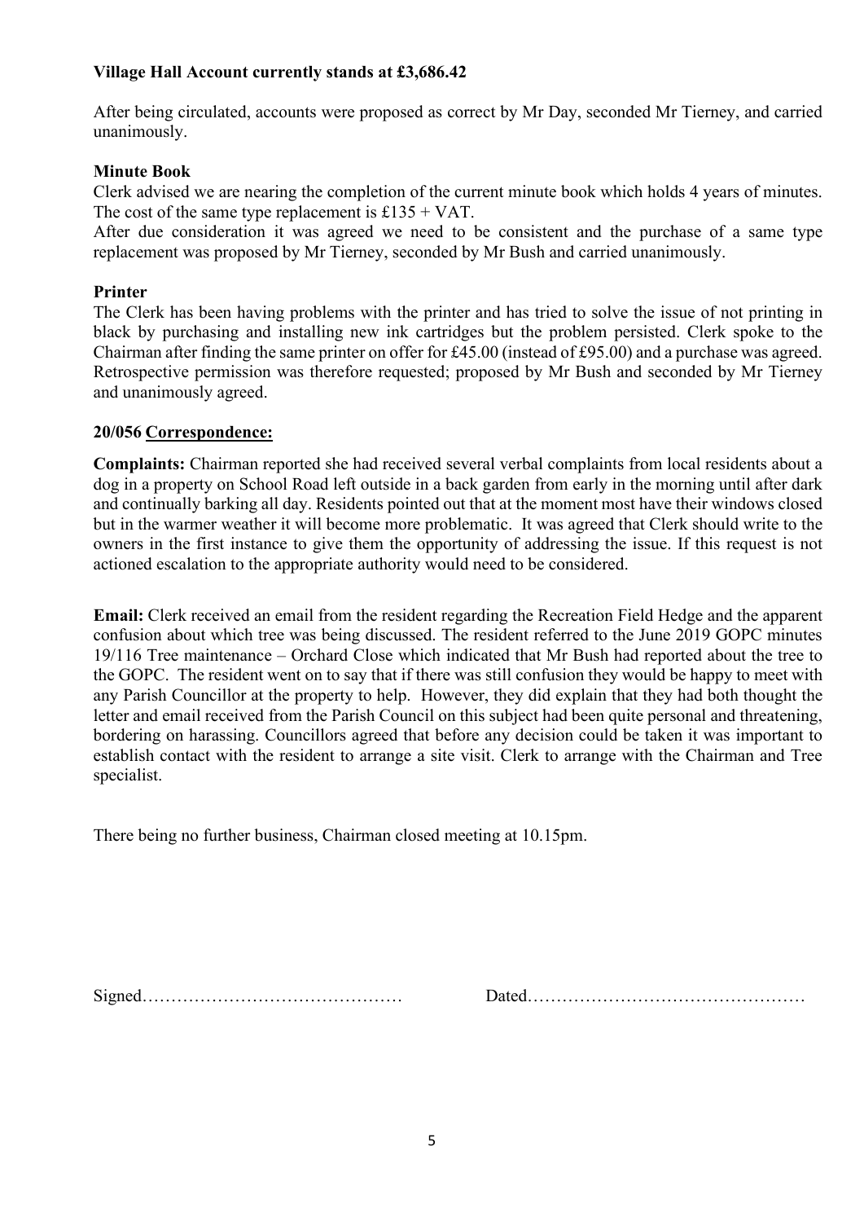**Village Hall Account currently stands at £3,686.42**

After being circulated, accounts were proposed as correct by Mr Day, seconded Mr Tierney, and carried unanimously.

**Minute Book**

Clerk advised we are nearing the completion of the current minute book which holds 4 years of minutes. The cost of the same type replacement is £135 + VAT.

After due consideration it was agreed we need to be consistent and the purchase of a same type replacement was proposed by Mr Tierney, seconded by Mr Bush and carried unanimously.

**Printer**

The Clerk has been having problems with the printer and has tried to solve the issue of not printing in black by purchasing and installing new ink cartridges but the problem persisted. Clerk spoke to the Chairman after finding the same printer on offer for £45.00 (instead of £95.00) and a purchase was agreed. Retrospective permission was therefore requested; proposed by Mr Bush and seconded by Mr Tierney and unanimously agreed.

**20/056 Correspondence:**

**Complaints:** Chairman reported she had received several verbal complaints from local residents about a dog in a property on School Road left outside in a back garden from early in the morning until after dark and continually barking all day. Residents pointed out that at the moment most have their windows closed but in the warmer weather it will become more problematic. It was agreed that Clerk should write to the owners in the first instance to give them the opportunity of addressing the issue. If this request is not actioned escalation to the appropriate authority would need to be considered.

**Email:** Clerk received an email from the resident regarding the Recreation Field Hedge and the apparent confusion about which tree was being discussed. The resident referred to the June 2019 GOPC minutes 19/116 Tree maintenance – Orchard Close which indicated that Mr Bush had reported about the tree to the GOPC. The resident went on to say that if there was still confusion they would be happy to meet with any Parish Councillor at the property to help. However, they did explain that they had both thought the letter and email received from the Parish Council on this subject had been quite personal and threatening, bordering on harassing. Councillors agreed that before any decision could be taken it was important to establish contact with the resident to arrange a site visit. Clerk to arrange with the Chairman and Tree specialist.

There being no further business, Chairman closed meeting at 10.15pm.

Signed……………………………………… Dated…………………………………………